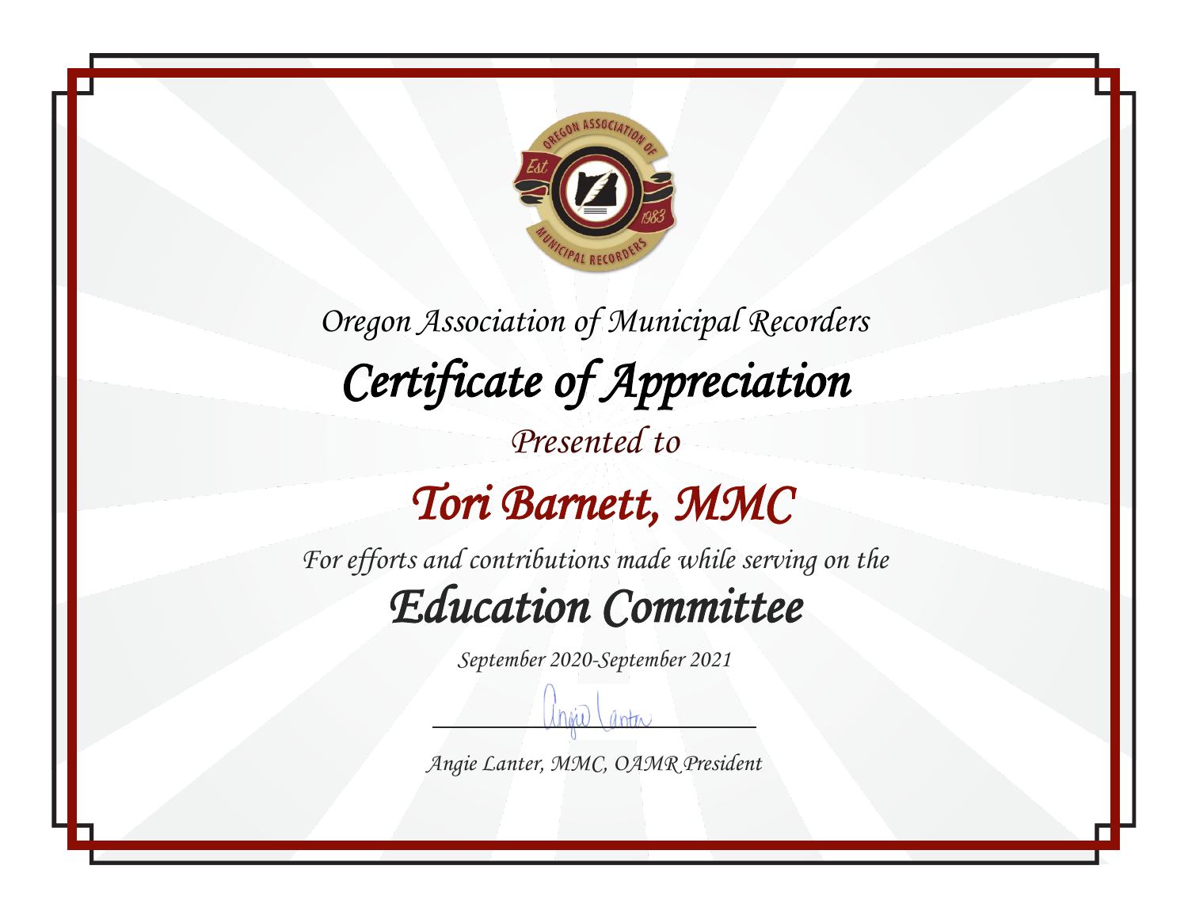Oregon Association of Municipal Recorders

# Certificate of Appreciation

Presented to

## Tori Barnett, MMC

For efforts and contributions made while serving on the

## Education Committee

September 2020-September 2021

Angie Lanter, MMC, OAMR President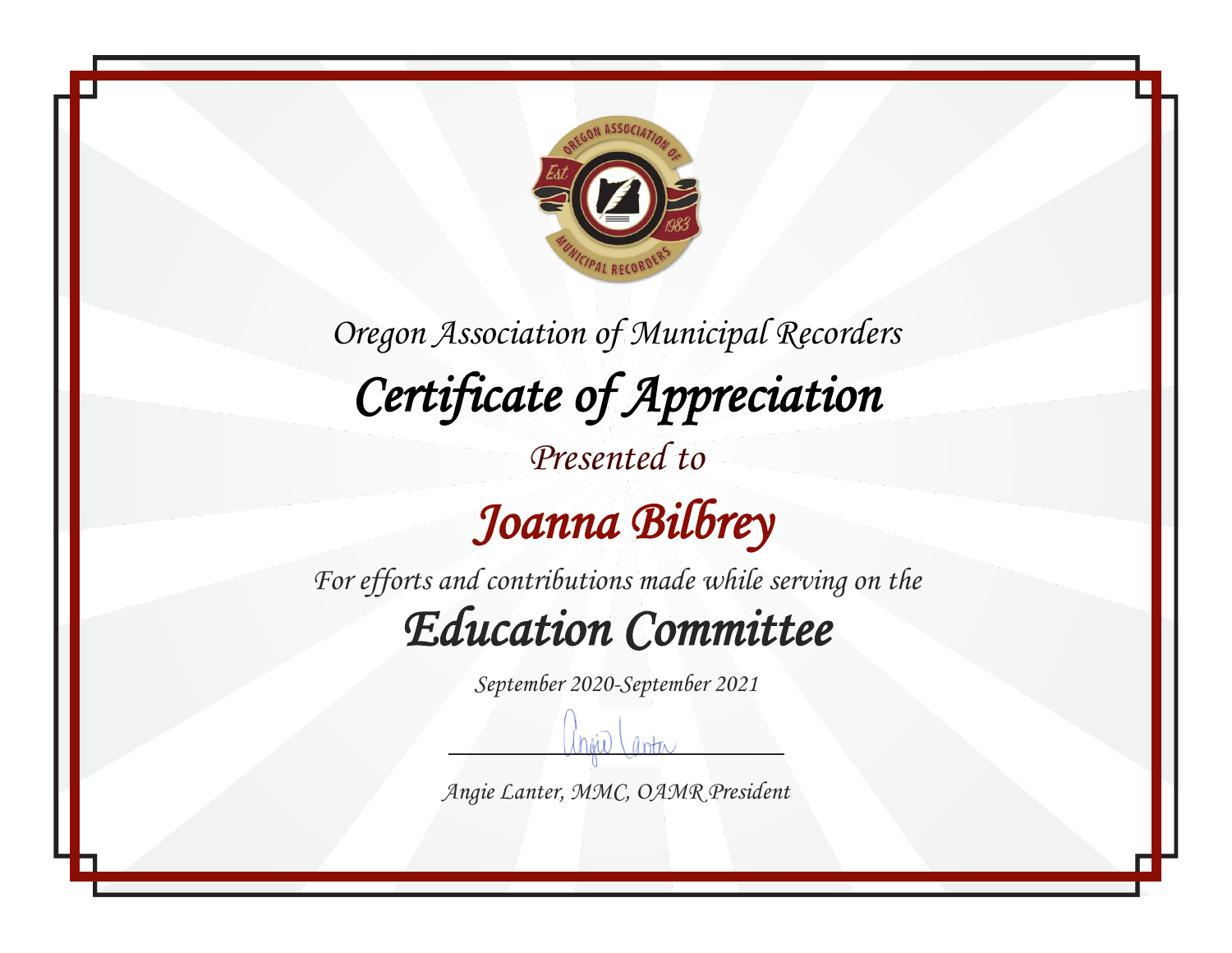Oregon Association of Municipal Recorders

# Certificate of Appreciation

Presented to

## Joanna Bilbrey

For efforts and contributions made while serving on the

## Education Committee

September 2020-September 2021

Angie Lanter, MMC, OAMR President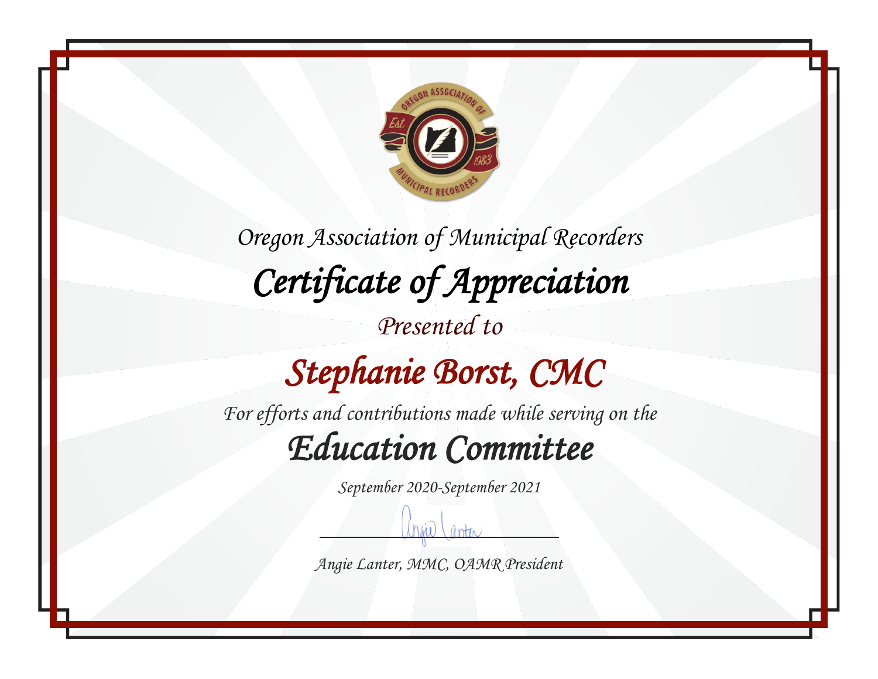*Oregon Association of Municipal Recorders*

# *Certificate of Appreciation*

*Presented to*

## *Stephanie Borst, CMC*

*For efforts and contributions made while serving on the*

## *Education Committee*

*September 2020-September 2021*

*Angie Lanter, MMC, OAMR President*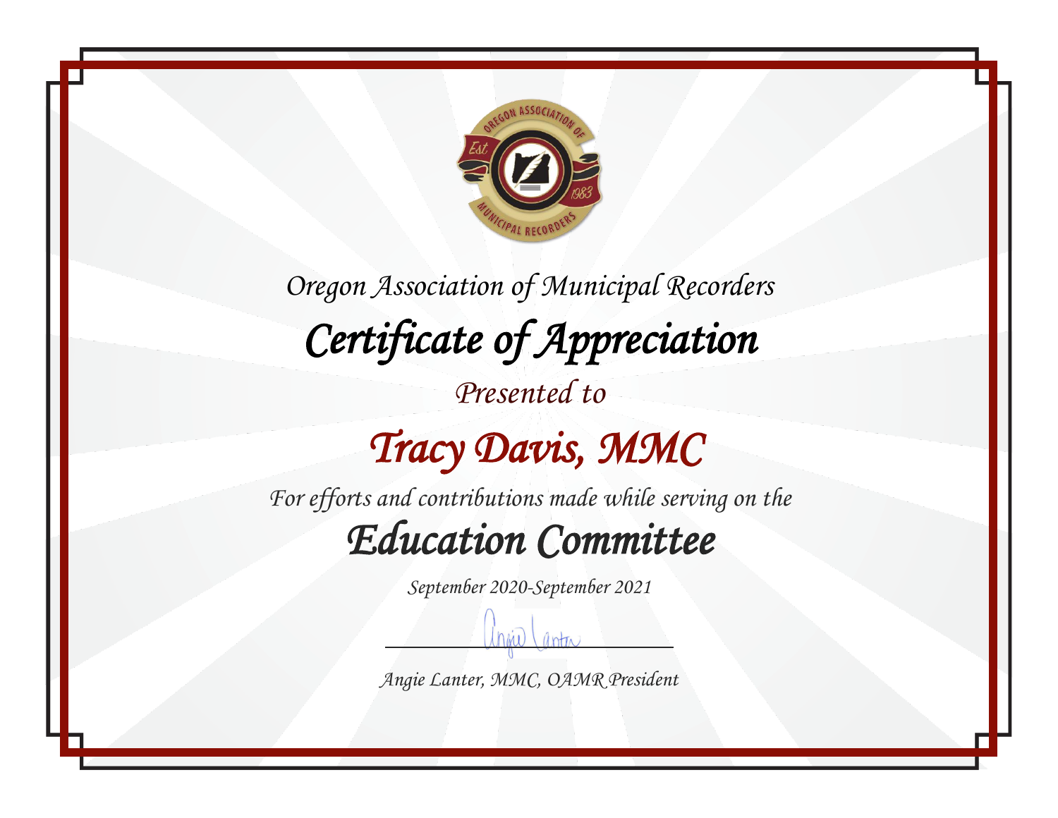Oregon Association of Municipal Recorders

# Certificate of Appreciation

Presented to

## Tracy Davis, MMC

For efforts and contributions made while serving on the

## Education Committee

September 2020-September 2021

Angie Lanter, MMC, OAMR President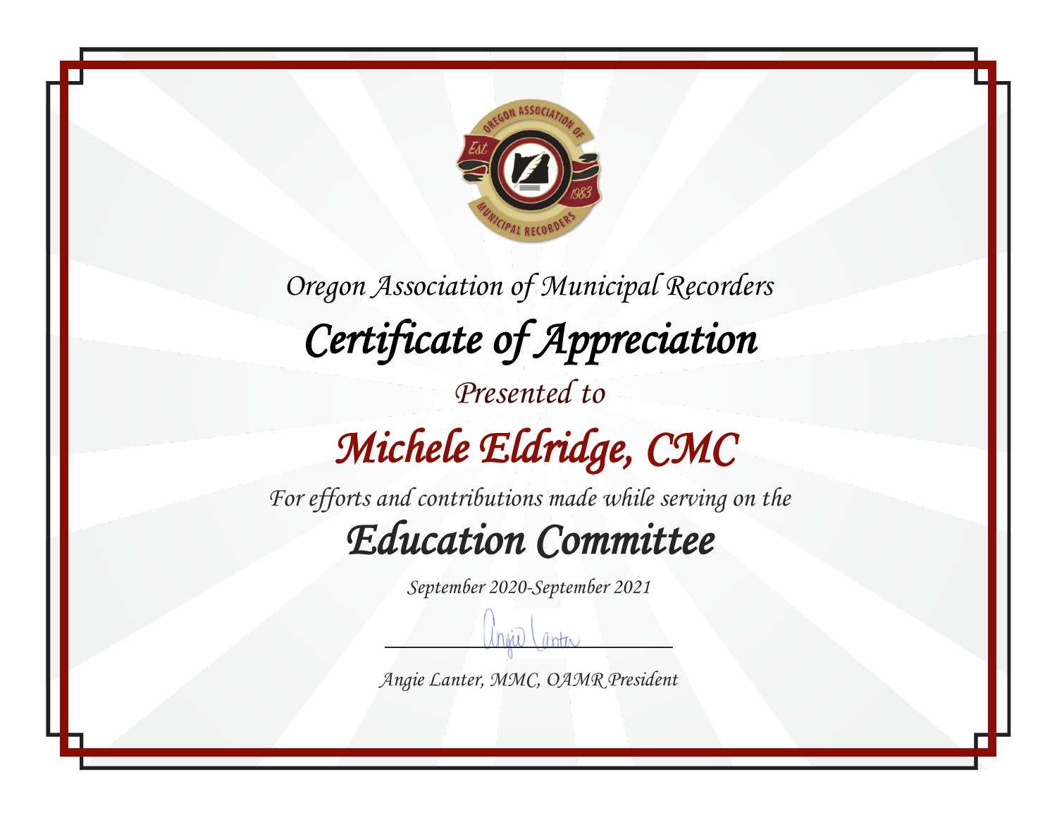*Oregon Association of Municipal Recorders*

# *Certificate of Appreciation*

*Presented to*

## *Michele Eldridge, CMC*

*For efforts and contributions made while serving on the*

## *Education Committee*

*September 2020-September 2021*

*Angie Lanter, MMC, OAMR President*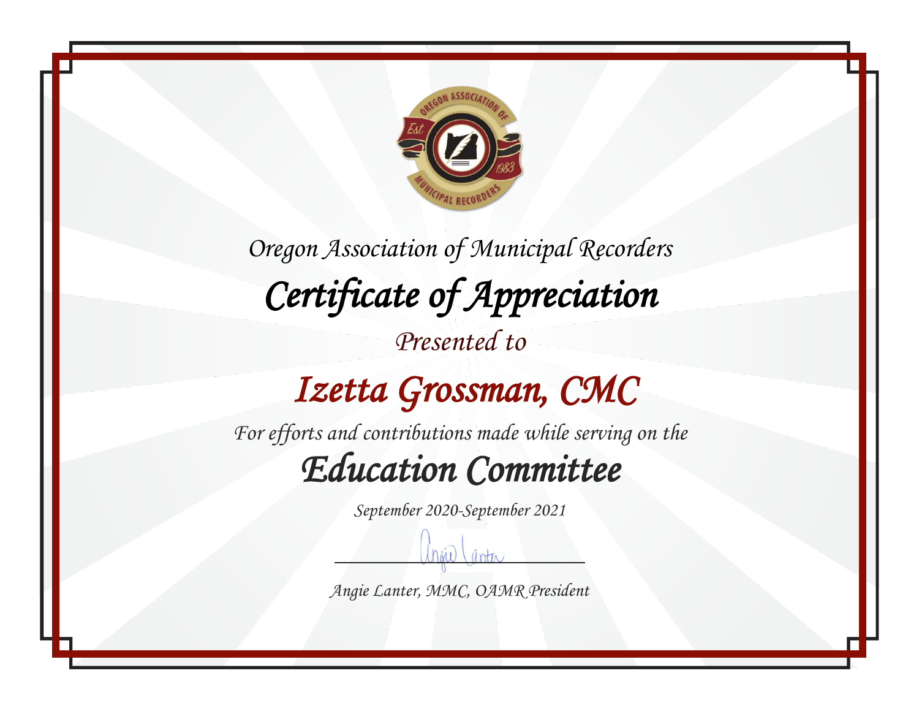Oregon Association of Municipal Recorders

# Certificate of Appreciation

Presented to

## Izetta Grossman, CMC

For efforts and contributions made while serving on the

## Education Committee

September 2020-September 2021

Angie Lanter, MMC, OAMR President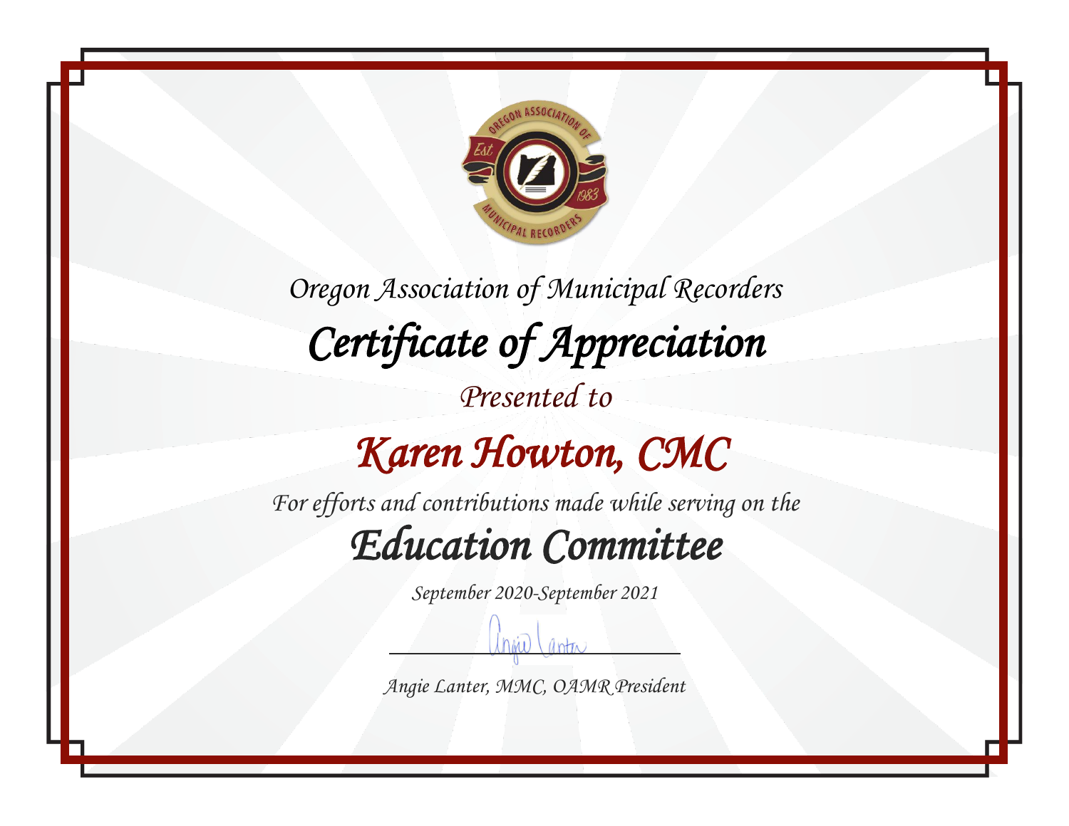Oregon Association of Municipal Recorders

# Certificate of Appreciation

Presented to

## Karen Howton, CMC

For efforts and contributions made while serving on the

## Education Committee

September 2020-September 2021

Angie Lanter, MMC, OAMR President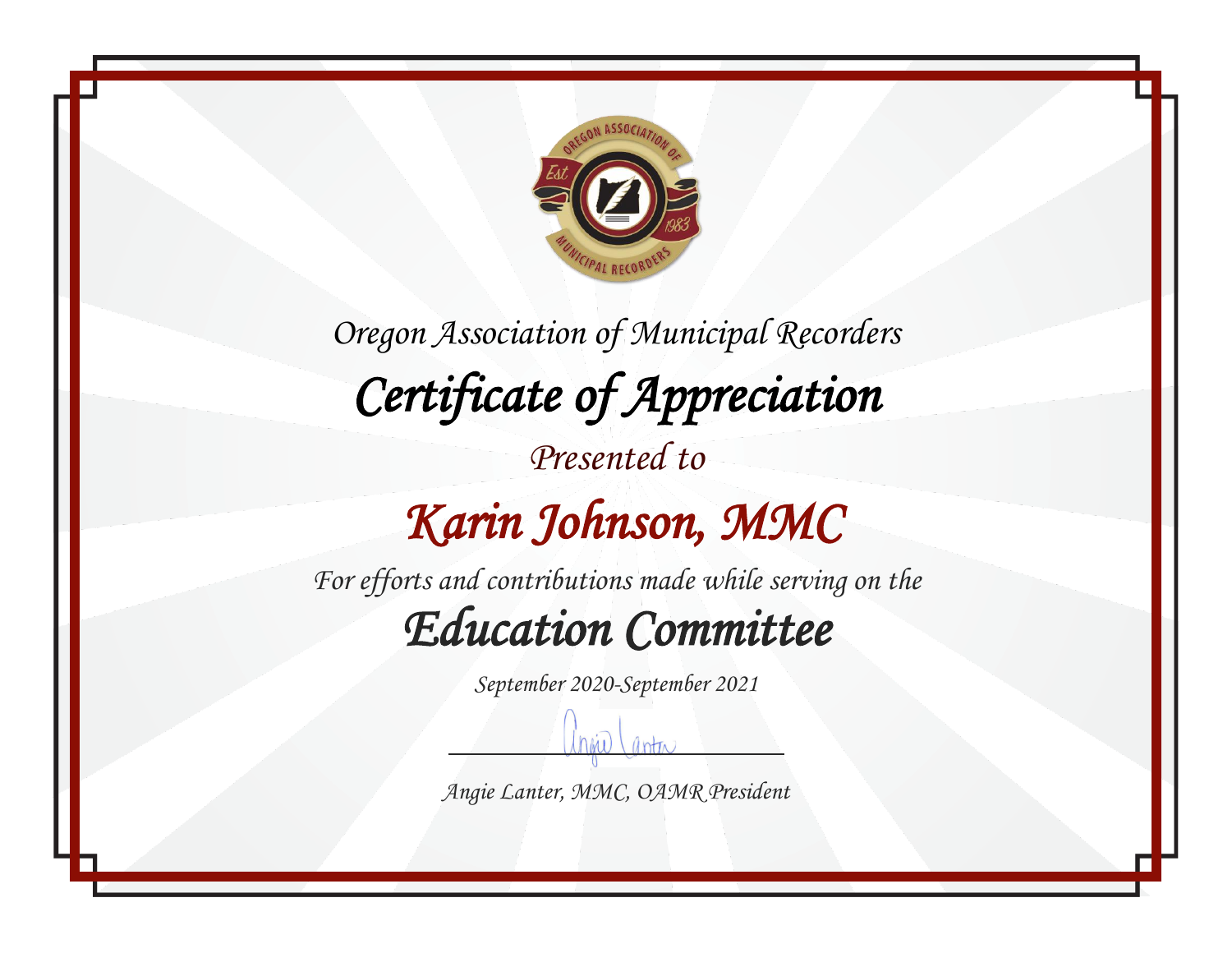*Oregon Association of Municipal Recorders*

# *Certificate of Appreciation*

*Presented to*

## *Karin Johnson, MMC*

*For efforts and contributions made while serving on the*

## *Education Committee*

*September 2020-September 2021*

*Angie Lanter, MMC, OAMR President*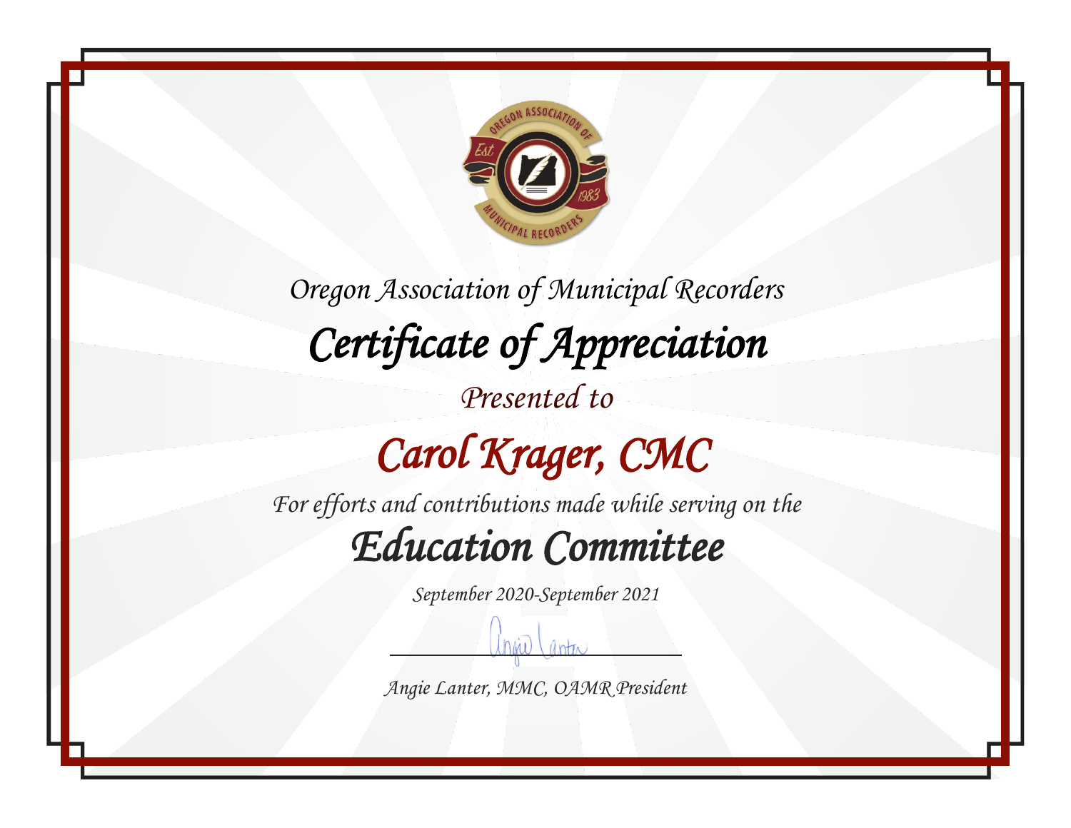Oregon Association of Municipal Recorders

# Certificate of Appreciation

Presented to

## Carol Krager, CMC

For efforts and contributions made while serving on the

## Education Committee

September 2020-September 2021

Angie Lanter, MMC, OAMR President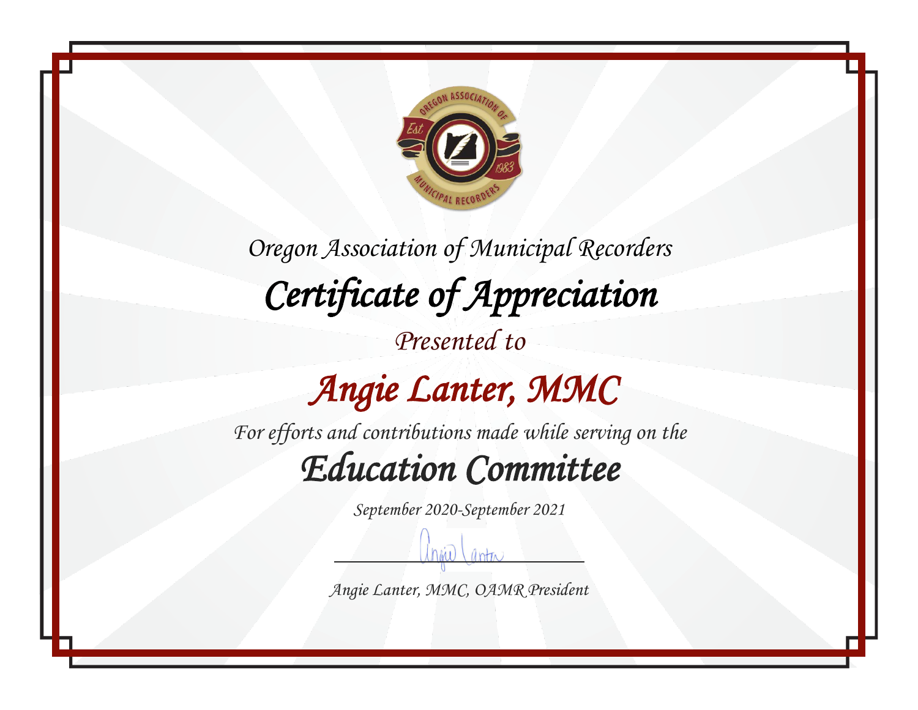*Oregon Association of Municipal Recorders*

# *Certificate of Appreciation*

*Presented to*

## *Angie Lanter, MMC*

*For efforts and contributions made while serving on the*

## *Education Committee*

*September 2020-September 2021*

*Angie Lanter, MMC, OAMR President*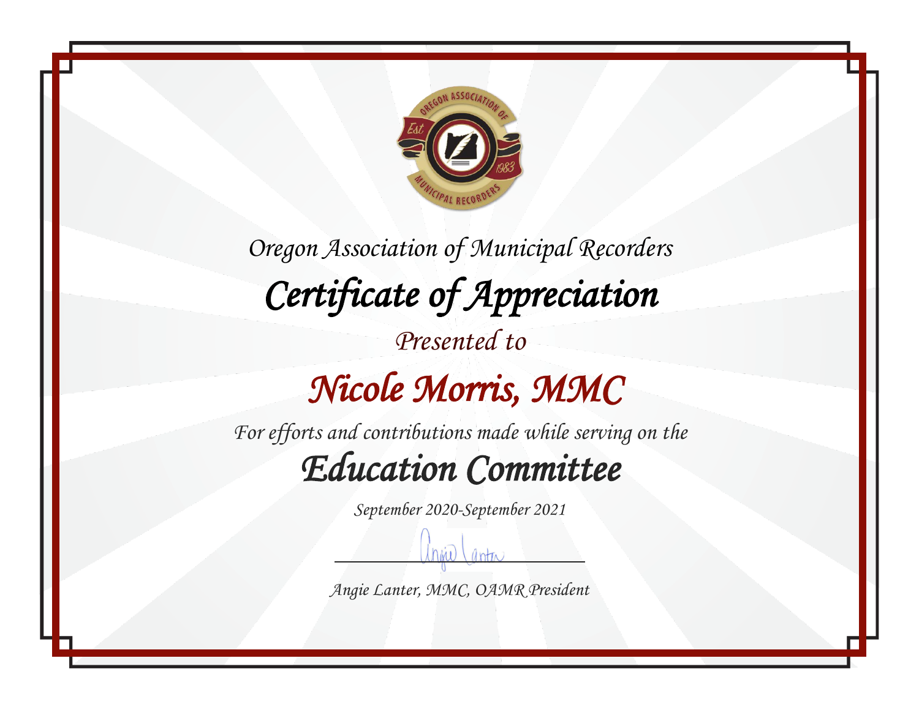*Oregon Association of Municipal Recorders*

# *Certificate of Appreciation*

*Presented to*

## *Nicole Morris, MMC*

*For efforts and contributions made while serving on the*

## *Education Committee*

*September 2020-September 2021*

*Angie Lanter, MMC, OAMR President*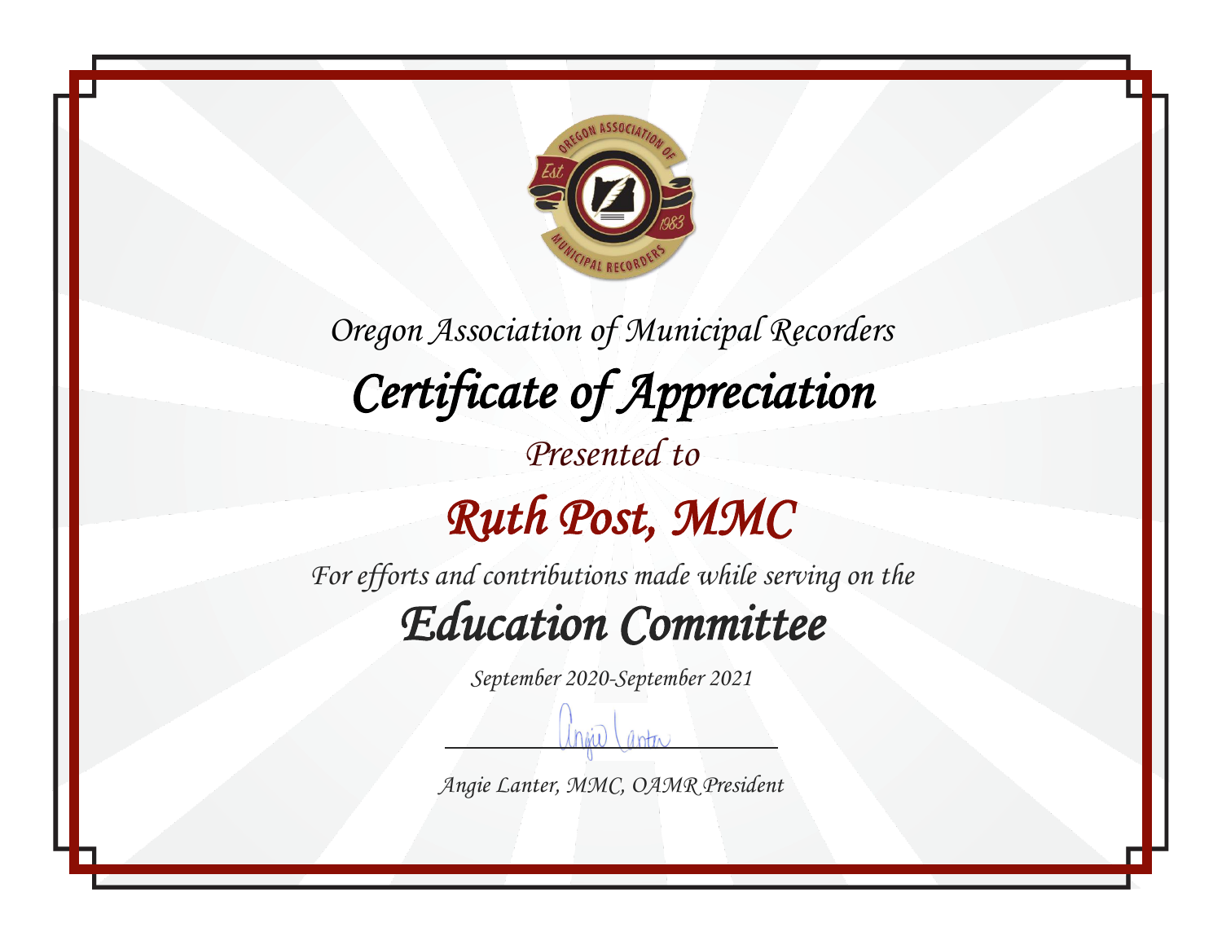Oregon Association of Municipal Recorders

# Certificate of Appreciation

Presented to

## Ruth Post, MMC

For efforts and contributions made while serving on the

## Education Committee

September 2020-September 2021

Angie Lanter, MMC, OAMR President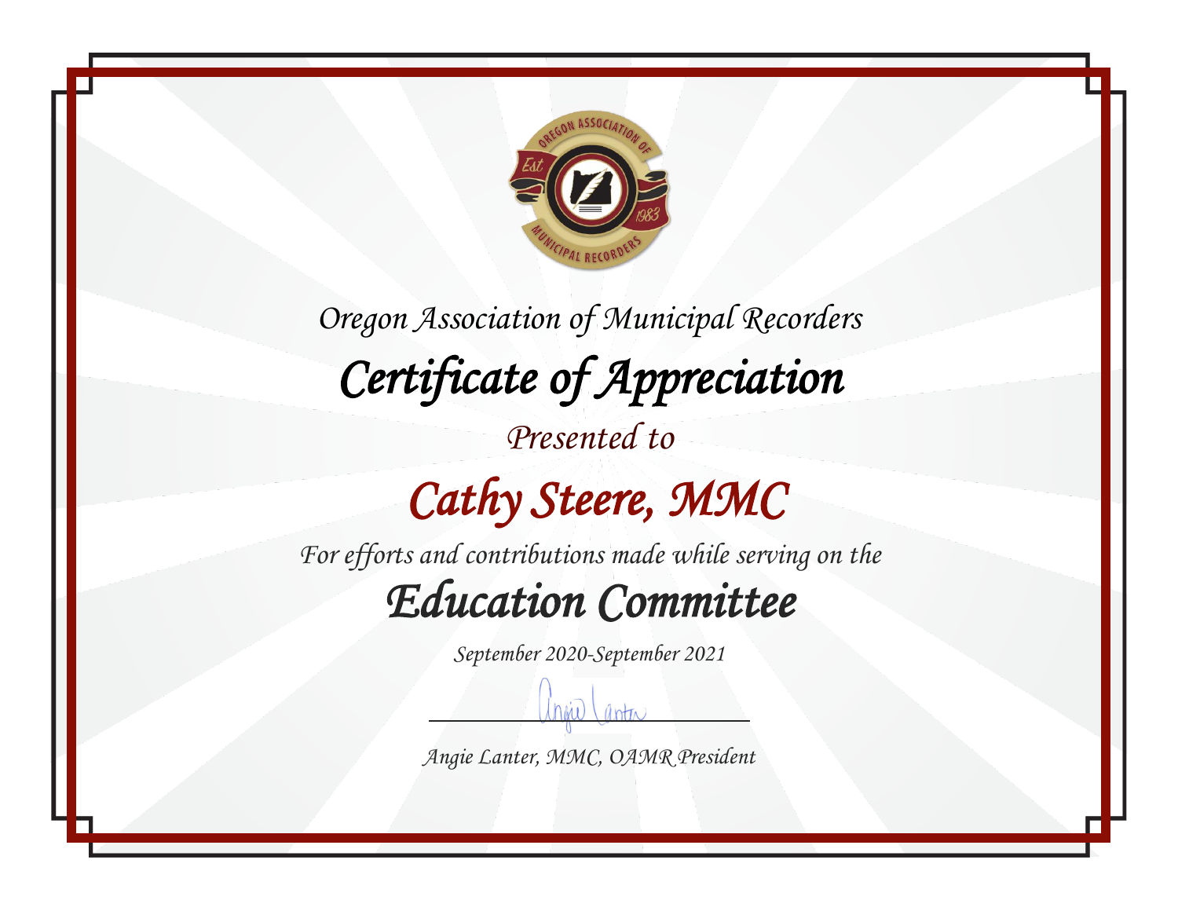*Oregon Association of Municipal Recorders*

# *Certificate of Appreciation*

*Presented to*

## *Cathy Steere, MMC*

*For efforts and contributions made while serving on the*

## *Education Committee*

*September 2020-September 2021*

*Angie Lanter, MMC, OAMR President*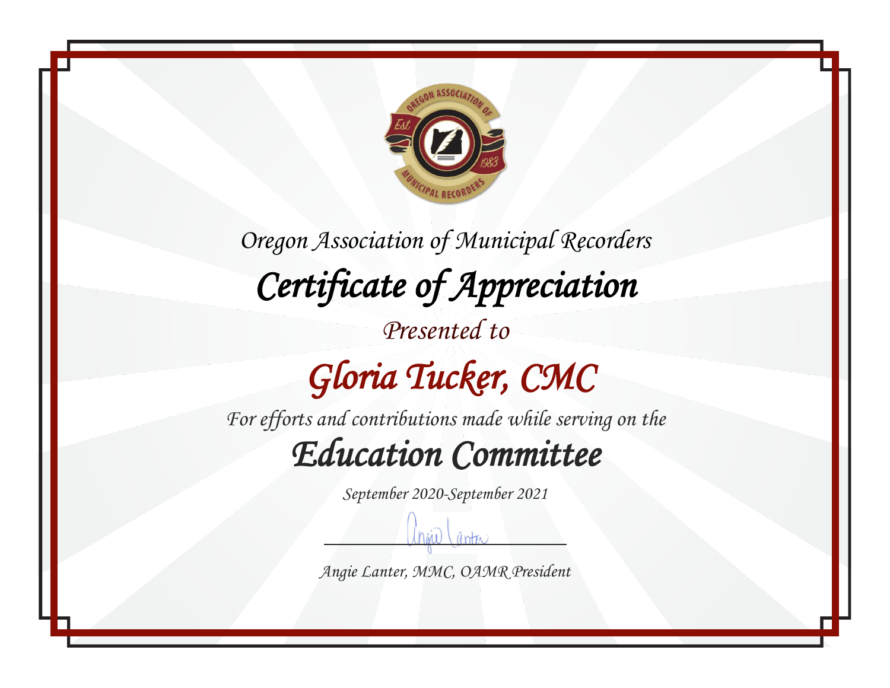Oregon Association of Municipal Recorders

# Certificate of Appreciation

Presented to

## Gloria Tucker, CMC

For efforts and contributions made while serving on the

## Education Committee

September 2020-September 2021

Angie Lanter, MMC, OAMR President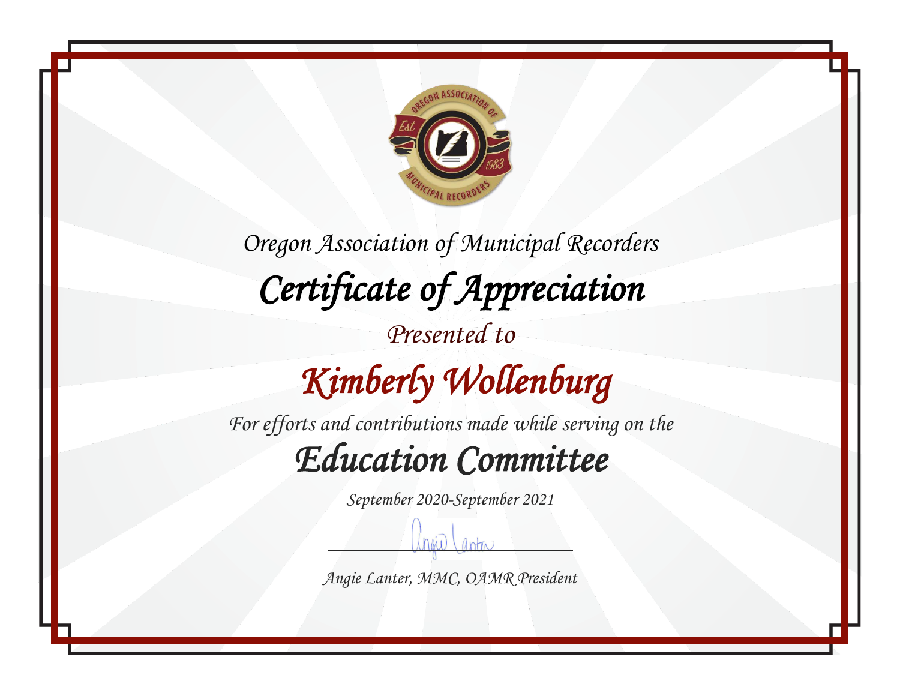*Oregon Association of Municipal Recorders*

# *Certificate of Appreciation*

*Presented to*

## *Kimberly Wollenburg*

*For efforts and contributions made while serving on the*

## *Education Committee*

*September 2020-September 2021*

*Angie Lanter, MMC, OAMR President*